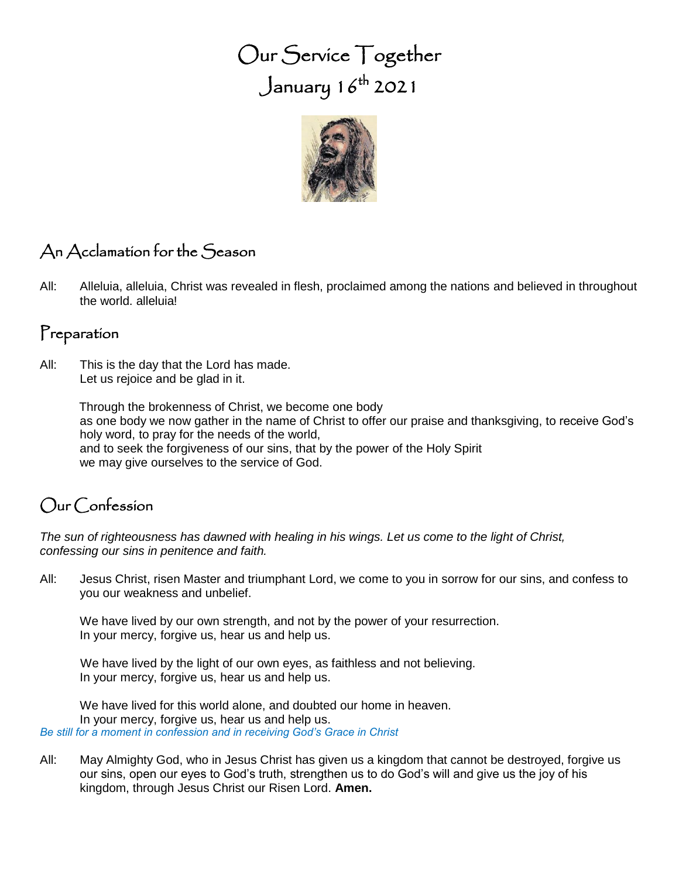# Our Service Together
# January 16th 2021

## An Acclamation for the Season

All: Alleluia, alleluia, Christ was revealed in flesh, proclaimed among the nations and believed in throughout the world. alleluia!

## Preparation

All: This is the day that the Lord has made.
Let us rejoice and be glad in it.

Through the brokenness of Christ, we become one body
as one body we now gather in the name of Christ to offer our praise and thanksgiving, to receive God's holy word, to pray for the needs of the world,
and to seek the forgiveness of our sins, that by the power of the Holy Spirit
we may give ourselves to the service of God.

## Our Confession

*The sun of righteousness has dawned with healing in his wings. Let us come to the light of Christ, confessing our sins in penitence and faith.*

All: Jesus Christ, risen Master and triumphant Lord, we come to you in sorrow for our sins, and confess to you our weakness and unbelief.

We have lived by our own strength, and not by the power of your resurrection.
In your mercy, forgive us, hear us and help us.

We have lived by the light of our own eyes, as faithless and not believing.
In your mercy, forgive us, hear us and help us.

We have lived for this world alone, and doubted our home in heaven.
In your mercy, forgive us, hear us and help us.

*Be still for a moment in confession and in receiving God's Grace in Christ*

All: May Almighty God, who in Jesus Christ has given us a kingdom that cannot be destroyed, forgive us our sins, open our eyes to God's truth, strengthen us to do God's will and give us the joy of his kingdom, through Jesus Christ our Risen Lord. **Amen.**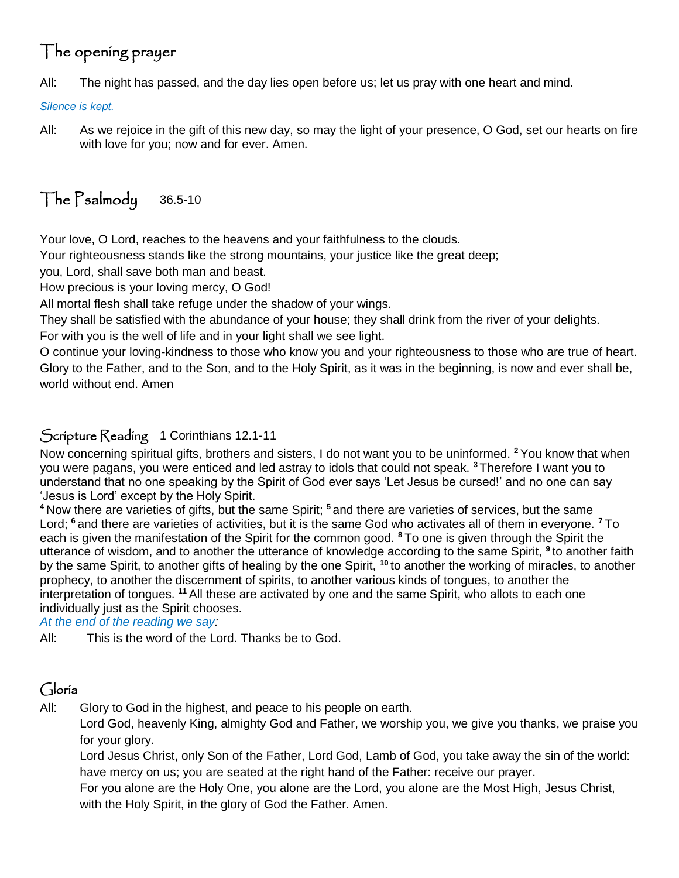## The opening prayer

All: The night has passed, and the day lies open before us; let us pray with one heart and mind.

*Silence is kept.*

All: As we rejoice in the gift of this new day, so may the light of your presence, O God, set our hearts on fire with love for you; now and for ever. Amen.

## The Psalmody 36.5-10

Your love, O Lord, reaches to the heavens and your faithfulness to the clouds.
Your righteousness stands like the strong mountains, your justice like the great deep;
you, Lord, shall save both man and beast.
How precious is your loving mercy, O God!
All mortal flesh shall take refuge under the shadow of your wings.
They shall be satisfied with the abundance of your house; they shall drink from the river of your delights.
For with you is the well of life and in your light shall we see light.
O continue your loving-kindness to those who know you and your righteousness to those who are true of heart.
Glory to the Father, and to the Son, and to the Holy Spirit, as it was in the beginning, is now and ever shall be, world without end. Amen

## Scripture Reading 1 Corinthians 12.1-11

Now concerning spiritual gifts, brothers and sisters, I do not want you to be uninformed. [2] You know that when you were pagans, you were enticed and led astray to idols that could not speak. [3] Therefore I want you to understand that no one speaking by the Spirit of God ever says 'Let Jesus be cursed!' and no one can say 'Jesus is Lord' except by the Holy Spirit.
[4] Now there are varieties of gifts, but the same Spirit; [5] and there are varieties of services, but the same Lord; [6] and there are varieties of activities, but it is the same God who activates all of them in everyone. [7] To each is given the manifestation of the Spirit for the common good. [8] To one is given through the Spirit the utterance of wisdom, and to another the utterance of knowledge according to the same Spirit, [9] to another faith by the same Spirit, to another gifts of healing by the one Spirit, [10] to another the working of miracles, to another prophecy, to another the discernment of spirits, to another various kinds of tongues, to another the interpretation of tongues. [11] All these are activated by one and the same Spirit, who allots to each one individually just as the Spirit chooses.
*At the end of the reading we say:*

All: This is the word of the Lord. Thanks be to God.

## Gloria

All: Glory to God in the highest, and peace to his people on earth.
Lord God, heavenly King, almighty God and Father, we worship you, we give you thanks, we praise you for your glory.
Lord Jesus Christ, only Son of the Father, Lord God, Lamb of God, you take away the sin of the world: have mercy on us; you are seated at the right hand of the Father: receive our prayer.
For you alone are the Holy One, you alone are the Lord, you alone are the Most High, Jesus Christ, with the Holy Spirit, in the glory of God the Father. Amen.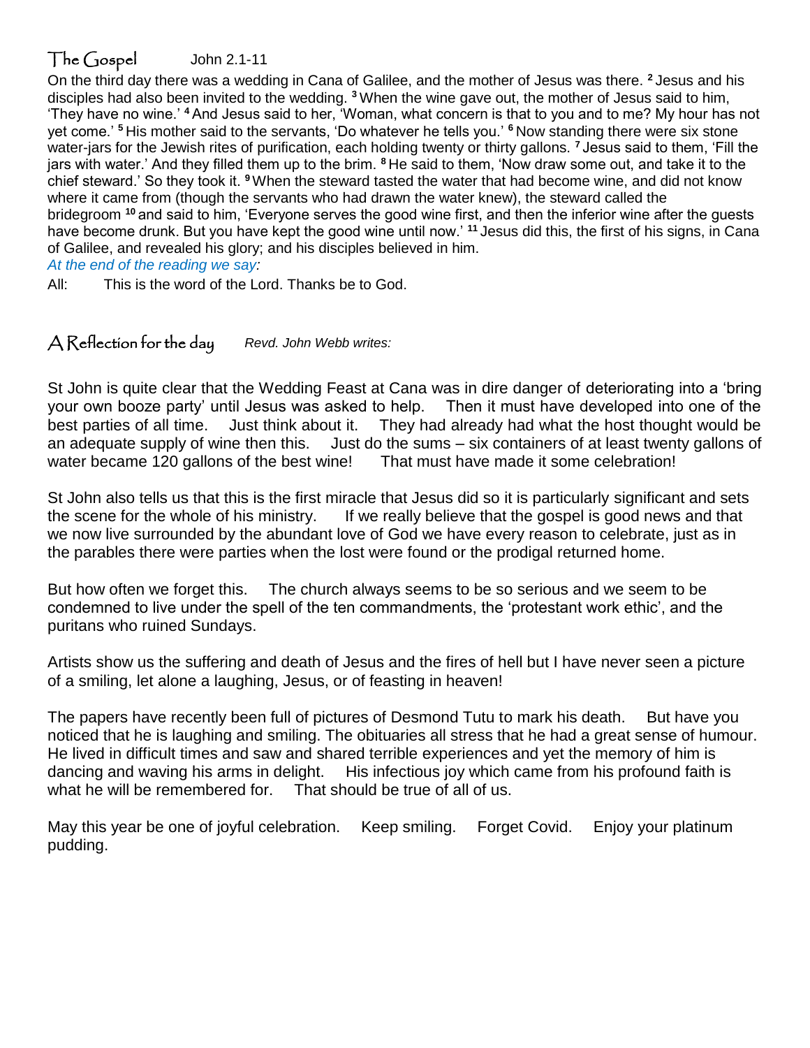## The Gospel    John 2.1-11

On the third day there was a wedding in Cana of Galilee, and the mother of Jesus was there. [2] Jesus and his disciples had also been invited to the wedding. [3] When the wine gave out, the mother of Jesus said to him, 'They have no wine.' [4] And Jesus said to her, 'Woman, what concern is that to you and to me? My hour has not yet come.' [5] His mother said to the servants, 'Do whatever he tells you.' [6] Now standing there were six stone water-jars for the Jewish rites of purification, each holding twenty or thirty gallons. [7] Jesus said to them, 'Fill the jars with water.' And they filled them up to the brim. [8] He said to them, 'Now draw some out, and take it to the chief steward.' So they took it. [9] When the steward tasted the water that had become wine, and did not know where it came from (though the servants who had drawn the water knew), the steward called the bridegroom [10] and said to him, 'Everyone serves the good wine first, and then the inferior wine after the guests have become drunk. But you have kept the good wine until now.' [11] Jesus did this, the first of his signs, in Cana of Galilee, and revealed his glory; and his disciples believed in him.

*At the end of the reading we say:*

All: This is the word of the Lord. Thanks be to God.

## A Reflection for the day    *Revd. John Webb writes:*

St John is quite clear that the Wedding Feast at Cana was in dire danger of deteriorating into a 'bring your own booze party' until Jesus was asked to help. Then it must have developed into one of the best parties of all time. Just think about it. They had already had what the host thought would be an adequate supply of wine then this. Just do the sums – six containers of at least twenty gallons of water became 120 gallons of the best wine! That must have made it some celebration!

St John also tells us that this is the first miracle that Jesus did so it is particularly significant and sets the scene for the whole of his ministry. If we really believe that the gospel is good news and that we now live surrounded by the abundant love of God we have every reason to celebrate, just as in the parables there were parties when the lost were found or the prodigal returned home.

But how often we forget this. The church always seems to be so serious and we seem to be condemned to live under the spell of the ten commandments, the 'protestant work ethic', and the puritans who ruined Sundays.

Artists show us the suffering and death of Jesus and the fires of hell but I have never seen a picture of a smiling, let alone a laughing, Jesus, or of feasting in heaven!

The papers have recently been full of pictures of Desmond Tutu to mark his death. But have you noticed that he is laughing and smiling. The obituaries all stress that he had a great sense of humour. He lived in difficult times and saw and shared terrible experiences and yet the memory of him is dancing and waving his arms in delight. His infectious joy which came from his profound faith is what he will be remembered for. That should be true of all of us.

May this year be one of joyful celebration. Keep smiling. Forget Covid. Enjoy your platinum pudding.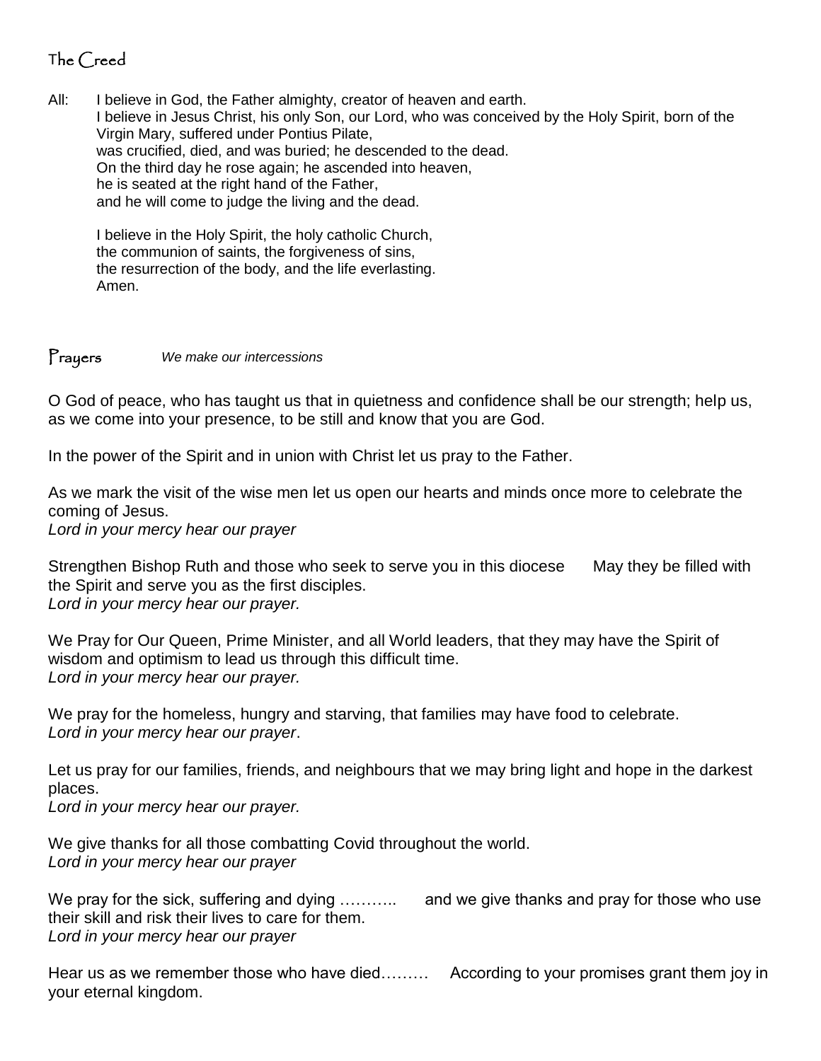## The Creed

All: I believe in God, the Father almighty, creator of heaven and earth.
I believe in Jesus Christ, his only Son, our Lord, who was conceived by the Holy Spirit, born of the Virgin Mary, suffered under Pontius Pilate,
was crucified, died, and was buried; he descended to the dead.
On the third day he rose again; he ascended into heaven,
he is seated at the right hand of the Father,
and he will come to judge the living and the dead.

I believe in the Holy Spirit, the holy catholic Church,
the communion of saints, the forgiveness of sins,
the resurrection of the body, and the life everlasting.
Amen.

## Prayers *We make our intercessions*

O God of peace, who has taught us that in quietness and confidence shall be our strength; help us, as we come into your presence, to be still and know that you are God.

In the power of the Spirit and in union with Christ let us pray to the Father.

As we mark the visit of the wise men let us open our hearts and minds once more to celebrate the coming of Jesus.
*Lord in your mercy hear our prayer*

Strengthen Bishop Ruth and those who seek to serve you in this diocese May they be filled with the Spirit and serve you as the first disciples.
*Lord in your mercy hear our prayer.*

We Pray for Our Queen, Prime Minister, and all World leaders, that they may have the Spirit of wisdom and optimism to lead us through this difficult time.
*Lord in your mercy hear our prayer.*

We pray for the homeless, hungry and starving, that families may have food to celebrate.
*Lord in your mercy hear our prayer*.

Let us pray for our families, friends, and neighbours that we may bring light and hope in the darkest places.
*Lord in your mercy hear our prayer.*

We give thanks for all those combatting Covid throughout the world.
*Lord in your mercy hear our prayer*

We pray for the sick, suffering and dying ……….. and we give thanks and pray for those who use their skill and risk their lives to care for them.
*Lord in your mercy hear our prayer*

Hear us as we remember those who have died……… According to your promises grant them joy in your eternal kingdom.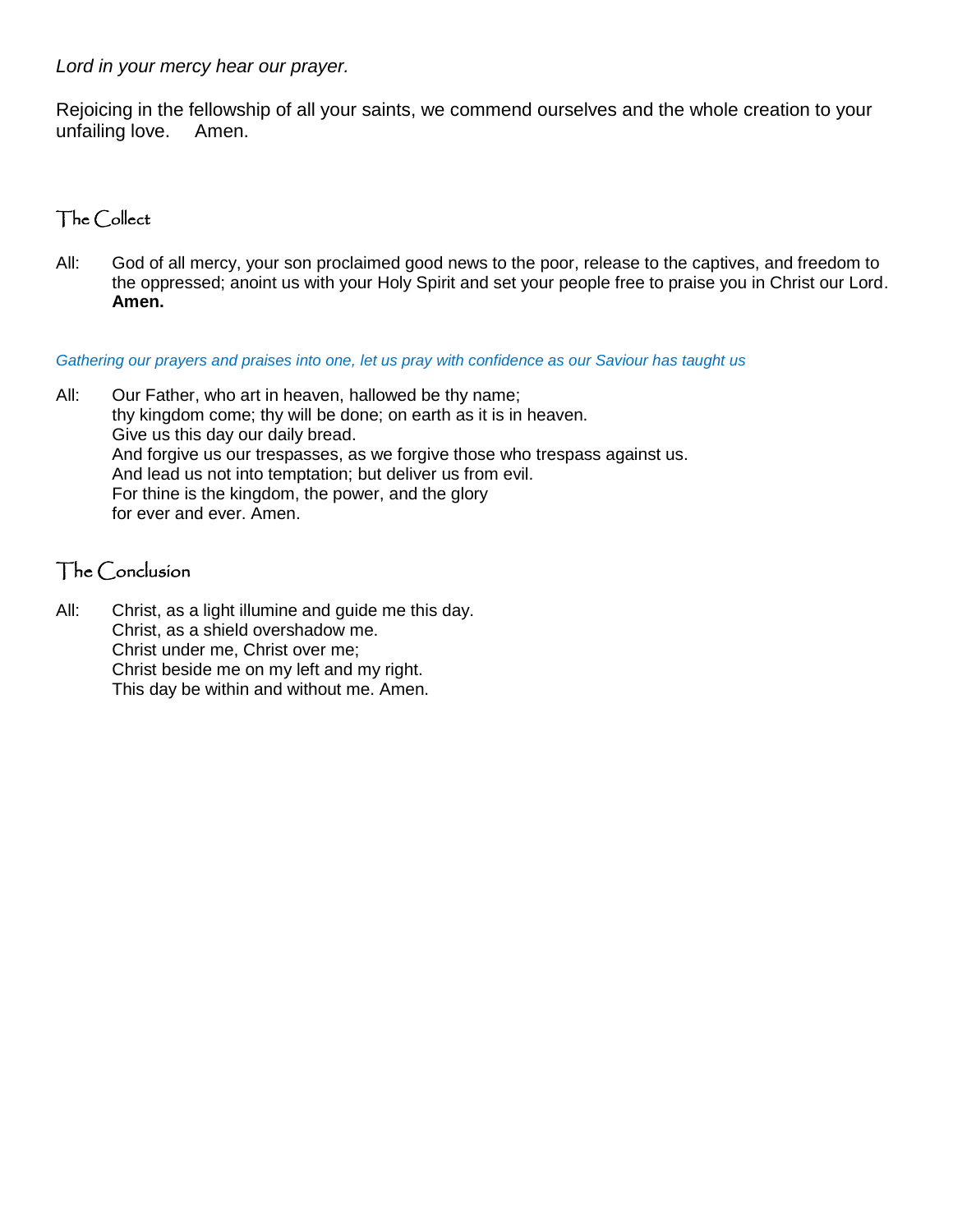*Lord in your mercy hear our prayer.*

Rejoicing in the fellowship of all your saints, we commend ourselves and the whole creation to your unfailing love.     Amen.

## The Collect

All:     God of all mercy, your son proclaimed good news to the poor, release to the captives, and freedom to the oppressed; anoint us with your Holy Spirit and set your people free to praise you in Christ our Lord. **Amen.**

*Gathering our prayers and praises into one, let us pray with confidence as our Saviour has taught us*

All:     Our Father, who art in heaven, hallowed be thy name;
thy kingdom come; thy will be done; on earth as it is in heaven.
Give us this day our daily bread.
And forgive us our trespasses, as we forgive those who trespass against us.
And lead us not into temptation; but deliver us from evil.
For thine is the kingdom, the power, and the glory
for ever and ever. Amen.

## The Conclusion

All:     Christ, as a light illumine and guide me this day.
Christ, as a shield overshadow me.
Christ under me, Christ over me;
Christ beside me on my left and my right.
This day be within and without me. Amen.